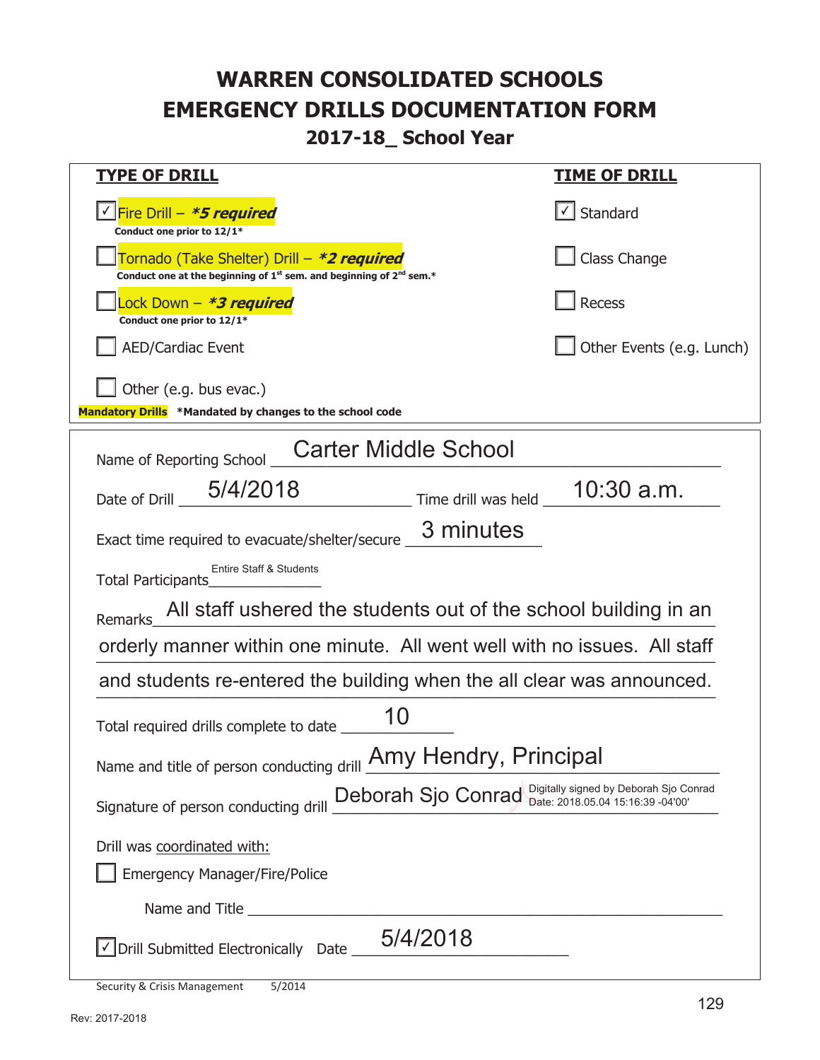# WARREN CONSOLIDATED SCHOOLS
# EMERGENCY DRILLS DOCUMENTATION FORM
## 2017-18_ School Year

| TYPE OF DRILL | TIME OF DRILL |
|---|---|
| ☑ Fire Drill – ***5 required*** <br> **Conduct one prior to 12/1*** | ☑ Standard |
| ☐ Tornado (Take Shelter) Drill – ***2 required*** <br> **Conduct one at the beginning of 1st sem. and beginning of 2nd sem.*** | ☐ Class Change |
| ☐ Lock Down – ***3 required*** <br> **Conduct one prior to 12/1*** | ☐ Recess |
| ☐ AED/Cardiac Event | ☐ Other Events (e.g. Lunch) |
| ☐ Other (e.g. bus evac.) | |

**Mandatory Drills** ***Mandated by changes to the school code**

Name of Reporting School: Carter Middle School

Date of Drill: 5/4/2018 Time drill was held: 10:30 a.m.

Exact time required to evacuate/shelter/secure: 3 minutes

Total Participants: Entire Staff & Students

Remarks: All staff ushered the students out of the school building in an orderly manner within one minute. All went well with no issues. All staff and students re-entered the building when the all clear was announced.

Total required drills complete to date: 10

Name and title of person conducting drill: Amy Hendry, Principal

Signature of person conducting drill: Deborah Sjo Conrad (Digitally signed by Deborah Sjo Conrad Date: 2018.05.04 15:16:39 -04'00')

Drill was coordinated with:

☐ Emergency Manager/Fire/Police

Name and Title ______________________

☑ Drill Submitted Electronically Date: 5/4/2018

Security & Crisis Management 5/2014

Rev: 2017-2018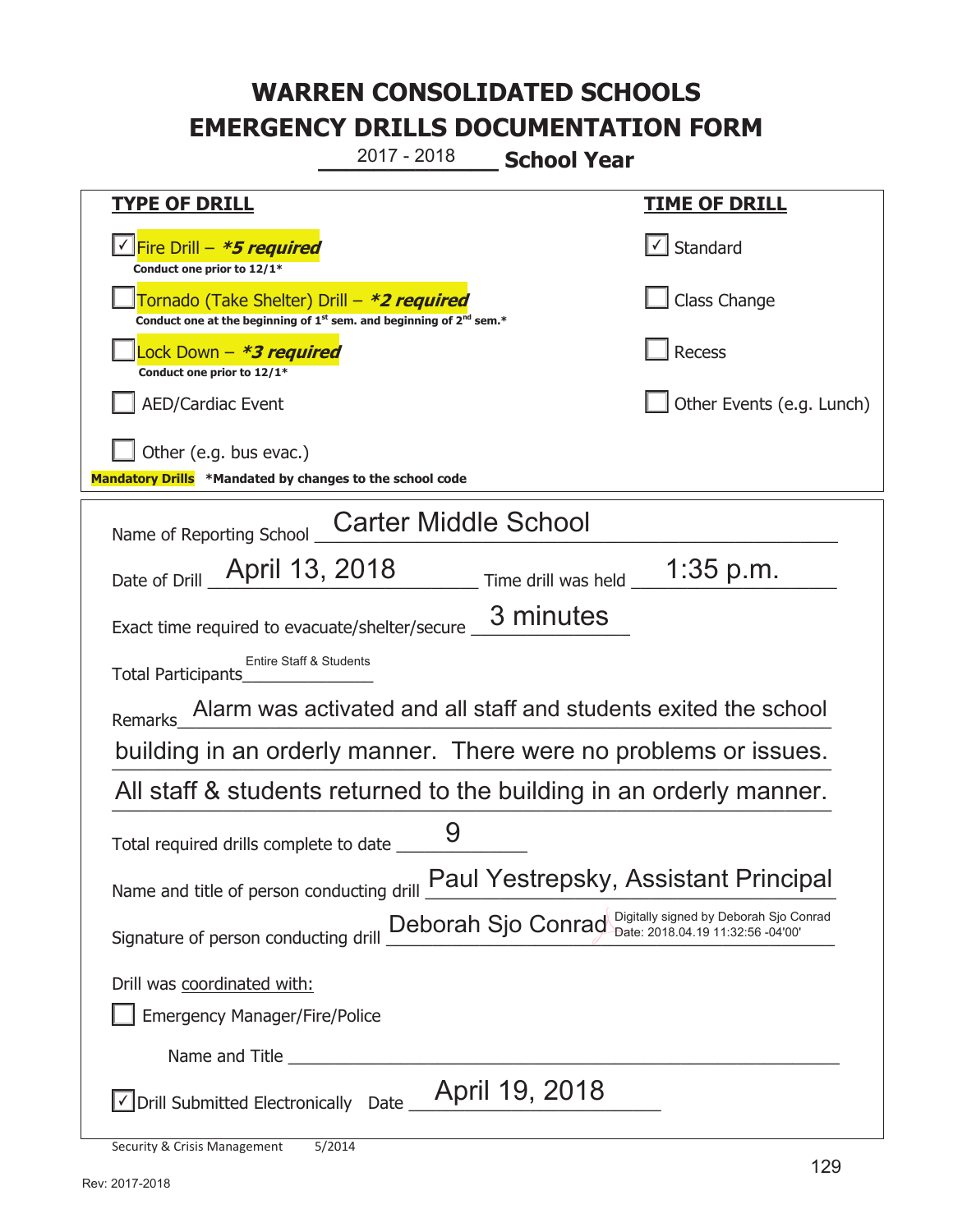# WARREN CONSOLIDATED SCHOOLS
# EMERGENCY DRILLS DOCUMENTATION FORM

2017 - 2018 **School Year**

| **TYPE OF DRILL** | **TIME OF DRILL** |
|---|---|
| ☑ Fire Drill – ***5 required** <br> **Conduct one prior to 12/1*** | ☑ Standard |
| ☐ Tornado (Take Shelter) Drill – ***2 required** <br> **Conduct one at the beginning of 1st sem. and beginning of 2nd sem.*** | ☐ Class Change |
| ☐ Lock Down – ***3 required** <br> **Conduct one prior to 12/1*** | ☐ Recess |
| ☐ AED/Cardiac Event | ☐ Other Events (e.g. Lunch) |
| ☐ Other (e.g. bus evac.) | |

**Mandatory Drills** **\*Mandated by changes to the school code**

Name of Reporting School: Carter Middle School

Date of Drill: April 13, 2018    Time drill was held: 1:35 p.m.

Exact time required to evacuate/shelter/secure: 3 minutes

Total Participants: Entire Staff & Students

Remarks: Alarm was activated and all staff and students exited the school building in an orderly manner. There were no problems or issues. All staff & students returned to the building in an orderly manner.

Total required drills complete to date: 9

Name and title of person conducting drill: Paul Yestrepsky, Assistant Principal

Signature of person conducting drill: Deborah Sjo Conrad (Digitally signed by Deborah Sjo Conrad Date: 2018.04.19 11:32:56 -04'00')

Drill was coordinated with:

☐ Emergency Manager/Fire/Police

Name and Title ______________________

☑ Drill Submitted Electronically Date: April 19, 2018

Security & Crisis Management 5/2014

Rev: 2017-2018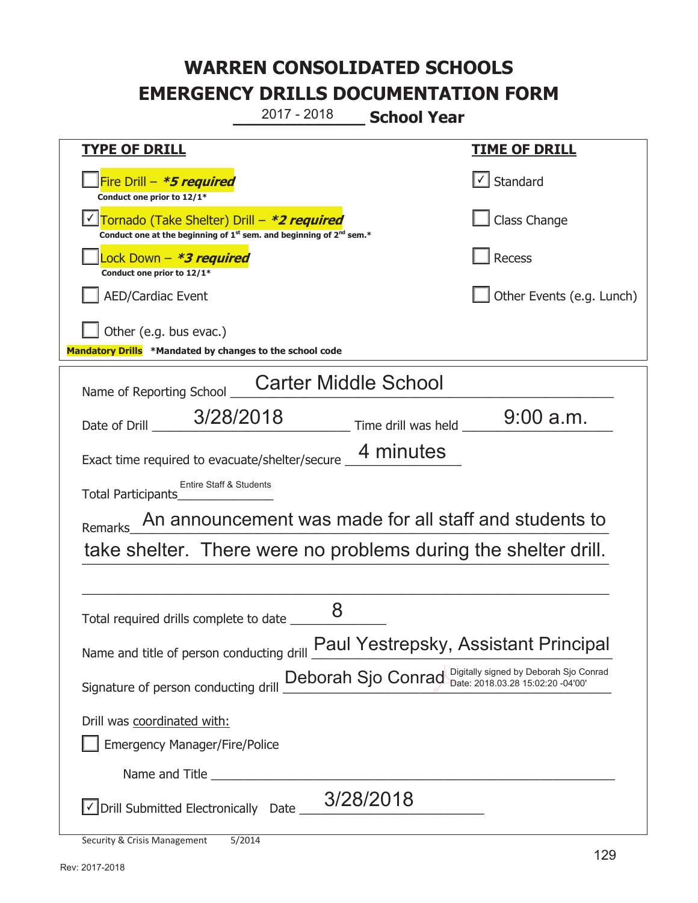# WARREN CONSOLIDATED SCHOOLS
# EMERGENCY DRILLS DOCUMENTATION FORM

2017 - 2018 **School Year**

| **TYPE OF DRILL** | **TIME OF DRILL** |
|---|---|
| ☐ Fire Drill – ***5 required*** <br> **Conduct one prior to 12/1*** | ☑ Standard |
| ☑ Tornado (Take Shelter) Drill – ***2 required*** <br> **Conduct one at the beginning of 1st sem. and beginning of 2nd sem.*** | ☐ Class Change |
| ☐ Lock Down – ***3 required*** <br> **Conduct one prior to 12/1*** | ☐ Recess |
| ☐ AED/Cardiac Event | ☐ Other Events (e.g. Lunch) |
| ☐ Other (e.g. bus evac.) | |

**Mandatory Drills** ***Mandated by changes to the school code**

Name of Reporting School: Carter Middle School

Date of Drill: 3/28/2018 Time drill was held: 9:00 a.m.

Exact time required to evacuate/shelter/secure: 4 minutes

Total Participants: Entire Staff & Students

Remarks: An announcement was made for all staff and students to take shelter. There were no problems during the shelter drill.

Total required drills complete to date: 8

Name and title of person conducting drill: Paul Yestrepsky, Assistant Principal

Signature of person conducting drill: Deborah Sjo Conrad (Digitally signed by Deborah Sjo Conrad Date: 2018.03.28 15:02:20 -04'00')

Drill was coordinated with:

☐ Emergency Manager/Fire/Police

Name and Title: ______________________

☑ Drill Submitted Electronically Date: 3/28/2018

Security & Crisis Management 5/2014

Rev: 2017-2018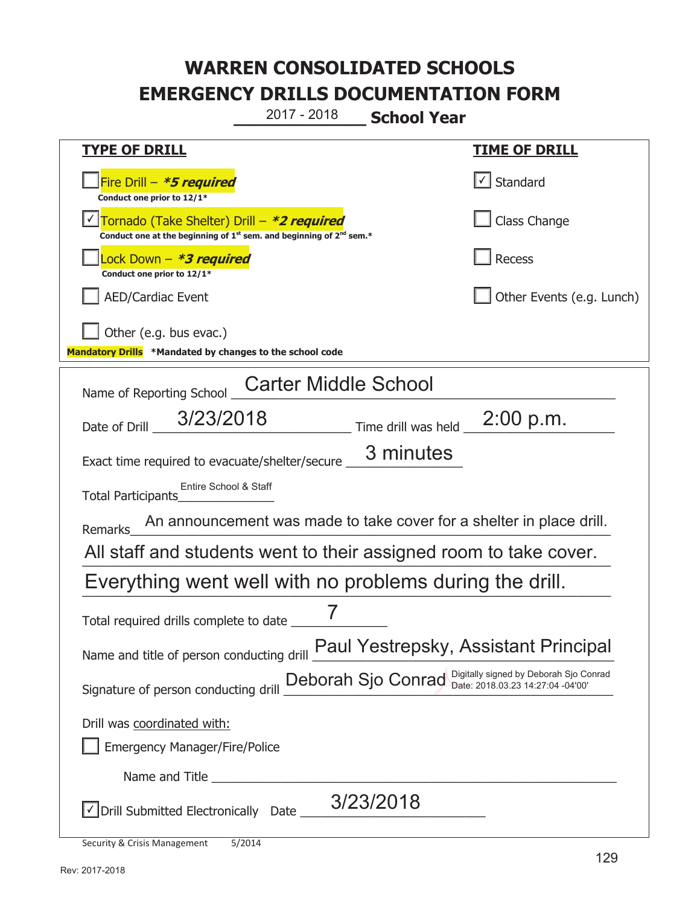# WARREN CONSOLIDATED SCHOOLS
# EMERGENCY DRILLS DOCUMENTATION FORM

2017 - 2018 **School Year**

| **TYPE OF DRILL** | **TIME OF DRILL** |
|---|---|
| ☐ Fire Drill – ***5 required*** <br> **Conduct one prior to 12/1*** | ☑ Standard |
| ☑ Tornado (Take Shelter) Drill – ***2 required*** <br> **Conduct one at the beginning of 1st sem. and beginning of 2nd sem.*** | ☐ Class Change |
| ☐ Lock Down – ***3 required*** <br> **Conduct one prior to 12/1*** | ☐ Recess |
| ☐ AED/Cardiac Event | ☐ Other Events (e.g. Lunch) |
| ☐ Other (e.g. bus evac.) | |

**Mandatory Drills** ***Mandated by changes to the school code**

Name of Reporting School: Carter Middle School

Date of Drill: 3/23/2018 Time drill was held: 2:00 p.m.

Exact time required to evacuate/shelter/secure: 3 minutes

Total Participants: Entire School & Staff

Remarks: An announcement was made to take cover for a shelter in place drill. All staff and students went to their assigned room to take cover. Everything went well with no problems during the drill.

Total required drills complete to date: 7

Name and title of person conducting drill: Paul Yestrepsky, Assistant Principal

Signature of person conducting drill: Deborah Sjo Conrad (Digitally signed by Deborah Sjo Conrad Date: 2018.03.23 14:27:04 -04'00')

Drill was coordinated with:

☐ Emergency Manager/Fire/Police

Name and Title ______________________

☑ Drill Submitted Electronically Date: 3/23/2018

Security & Crisis Management 5/2014

Rev: 2017-2018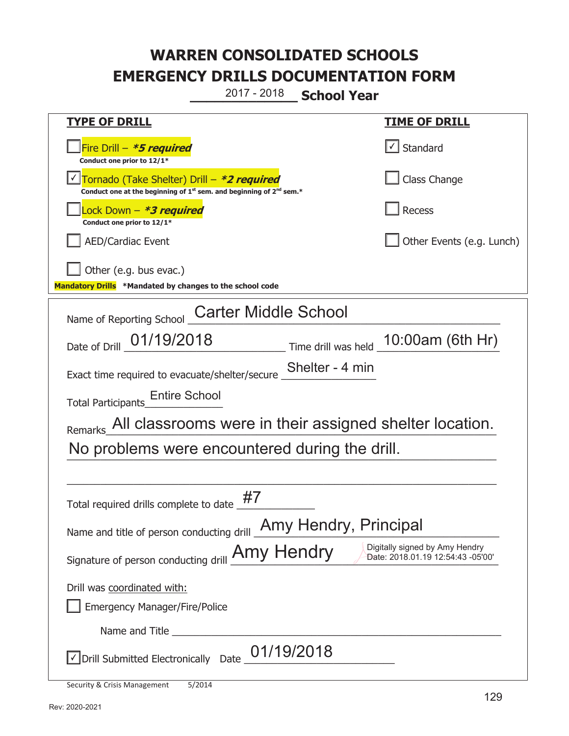# WARREN CONSOLIDATED SCHOOLS
# EMERGENCY DRILLS DOCUMENTATION FORM

2017 - 2018 **School Year**

| **TYPE OF DRILL** | **TIME OF DRILL** |
|---|---|
| ☐ Fire Drill – ***5 required*** Conduct one prior to 12/1* | ☑ Standard |
| ☑ Tornado (Take Shelter) Drill – ***2 required*** Conduct one at the beginning of 1st sem. and beginning of 2nd sem.* | ☐ Class Change |
| ☐ Lock Down – ***3 required*** Conduct one prior to 12/1* | ☐ Recess |
| ☐ AED/Cardiac Event | ☐ Other Events (e.g. Lunch) |
| ☐ Other (e.g. bus evac.) | |

**Mandatory Drills** ***Mandated by changes to the school code**

Name of Reporting School: Carter Middle School

Date of Drill: 01/19/2018 Time drill was held: 10:00am (6th Hr)

Exact time required to evacuate/shelter/secure: Shelter - 4 min

Total Participants: Entire School

Remarks: All classrooms were in their assigned shelter location. No problems were encountered during the drill.

Total required drills complete to date: #7

Name and title of person conducting drill: Amy Hendry, Principal

Signature of person conducting drill: Amy Hendry (Digitally signed by Amy Hendry Date: 2018.01.19 12:54:43 -05'00')

Drill was coordinated with:

☐ Emergency Manager/Fire/Police

Name and Title ______________________

☑ Drill Submitted Electronically Date: 01/19/2018

Security & Crisis Management 5/2014

Rev: 2020-2021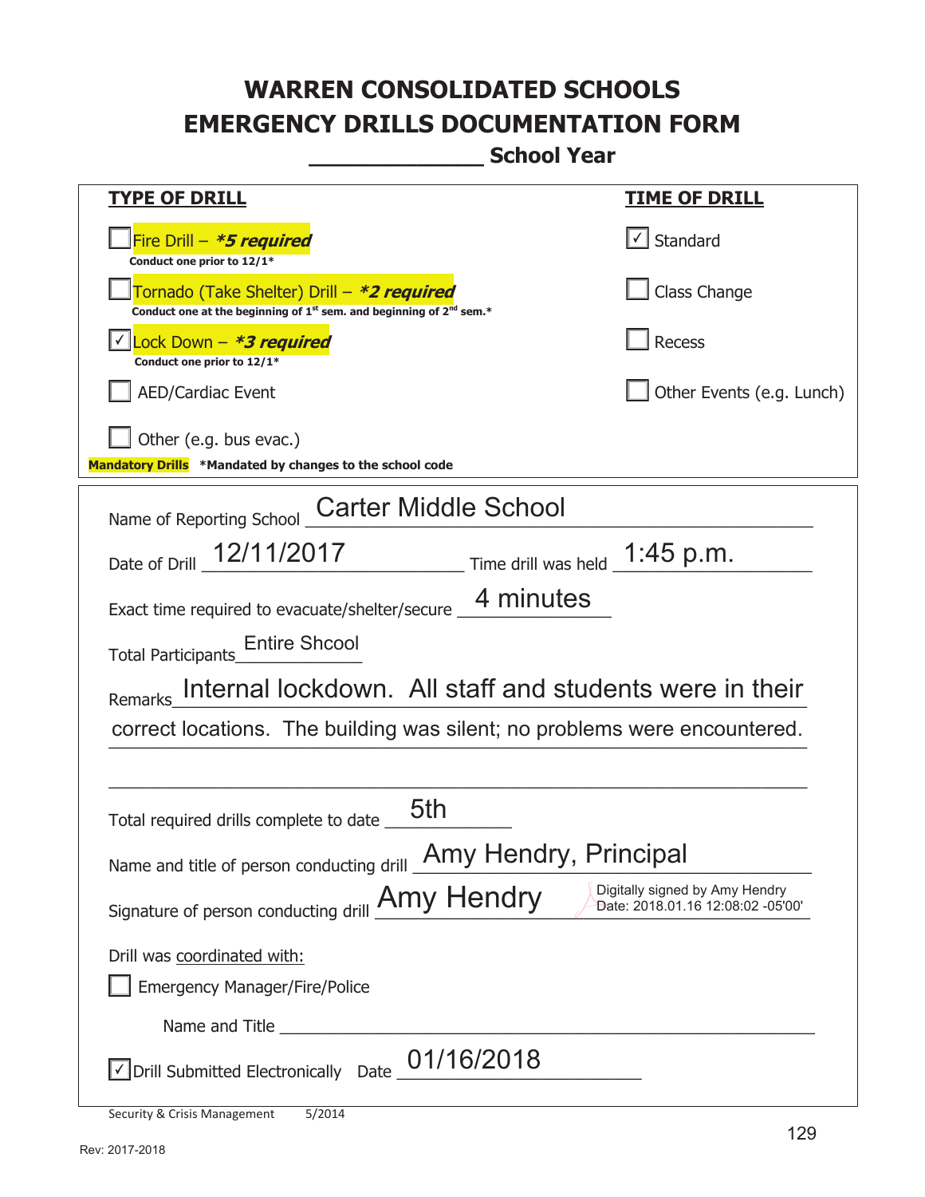# WARREN CONSOLIDATED SCHOOLS
# EMERGENCY DRILLS DOCUMENTATION FORM
## _____________ School Year

| TYPE OF DRILL | TIME OF DRILL |
|---|---|
| ☐ Fire Drill – ***5 required*** <br> **Conduct one prior to 12/1*** | ☑ Standard |
| ☐ Tornado (Take Shelter) Drill – ***2 required*** <br> **Conduct one at the beginning of 1st sem. and beginning of 2nd sem.*** | ☐ Class Change |
| ☑ Lock Down – ***3 required*** <br> **Conduct one prior to 12/1*** | ☐ Recess |
| ☐ AED/Cardiac Event | ☐ Other Events (e.g. Lunch) |
| ☐ Other (e.g. bus evac.) | |

**Mandatory Drills** **\*Mandated by changes to the school code**

Name of Reporting School: Carter Middle School

Date of Drill: 12/11/2017 Time drill was held: 1:45 p.m.

Exact time required to evacuate/shelter/secure: 4 minutes

Total Participants: Entire Shcool

Remarks: Internal lockdown. All staff and students were in their correct locations. The building was silent; no problems were encountered.

Total required drills complete to date: 5th

Name and title of person conducting drill: Amy Hendry, Principal

Signature of person conducting drill: Amy Hendry (Digitally signed by Amy Hendry Date: 2018.01.16 12:08:02 -05'00')

Drill was coordinated with:

☐ Emergency Manager/Fire/Police

Name and Title ______________________________

☑ Drill Submitted Electronically Date: 01/16/2018

Security & Crisis Management 5/2014

Rev: 2017-2018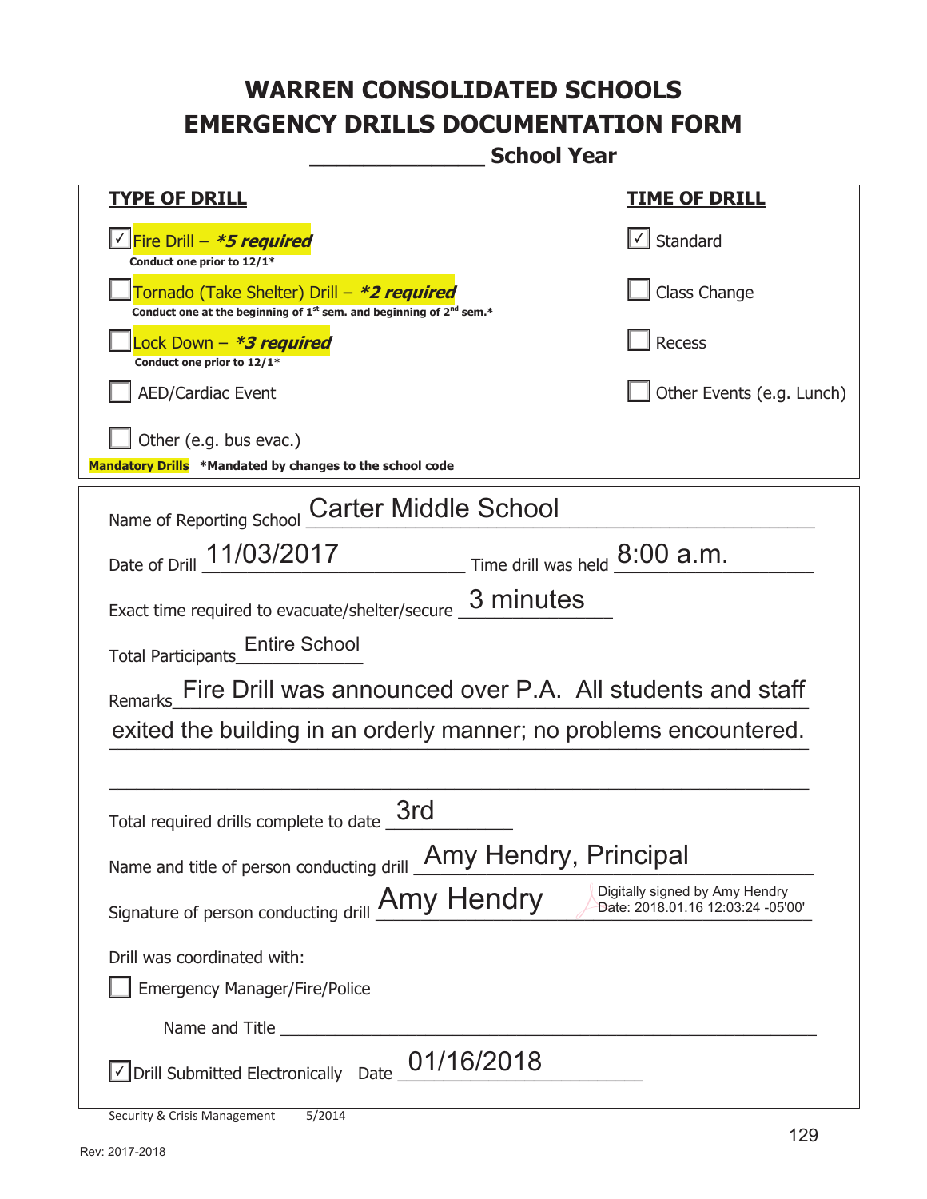# WARREN CONSOLIDATED SCHOOLS
# EMERGENCY DRILLS DOCUMENTATION FORM

**_____________ School Year**

| **TYPE OF DRILL** | **TIME OF DRILL** |
|---|---|
| ☑ Fire Drill – ***5 required*** <br> **Conduct one prior to 12/1*** | ☑ Standard |
| ☐ Tornado (Take Shelter) Drill – ***2 required*** <br> **Conduct one at the beginning of 1st sem. and beginning of 2nd sem.*** | ☐ Class Change |
| ☐ Lock Down – ***3 required*** <br> **Conduct one prior to 12/1*** | ☐ Recess |
| ☐ AED/Cardiac Event | ☐ Other Events (e.g. Lunch) |
| ☐ Other (e.g. bus evac.) | |

**Mandatory Drills** ***Mandated by changes to the school code**

Name of Reporting School: Carter Middle School

Date of Drill: 11/03/2017 Time drill was held: 8:00 a.m.

Exact time required to evacuate/shelter/secure: 3 minutes

Total Participants: Entire School

Remarks: Fire Drill was announced over P.A. All students and staff exited the building in an orderly manner; no problems encountered.

Total required drills complete to date: 3rd

Name and title of person conducting drill: Amy Hendry, Principal

Signature of person conducting drill: Amy Hendry (Digitally signed by Amy Hendry Date: 2018.01.16 12:03:24 -05'00')

Drill was coordinated with:

☐ Emergency Manager/Fire/Police

Name and Title ____________________

☑ Drill Submitted Electronically Date: 01/16/2018

Security & Crisis Management 5/2014

Rev: 2017-2018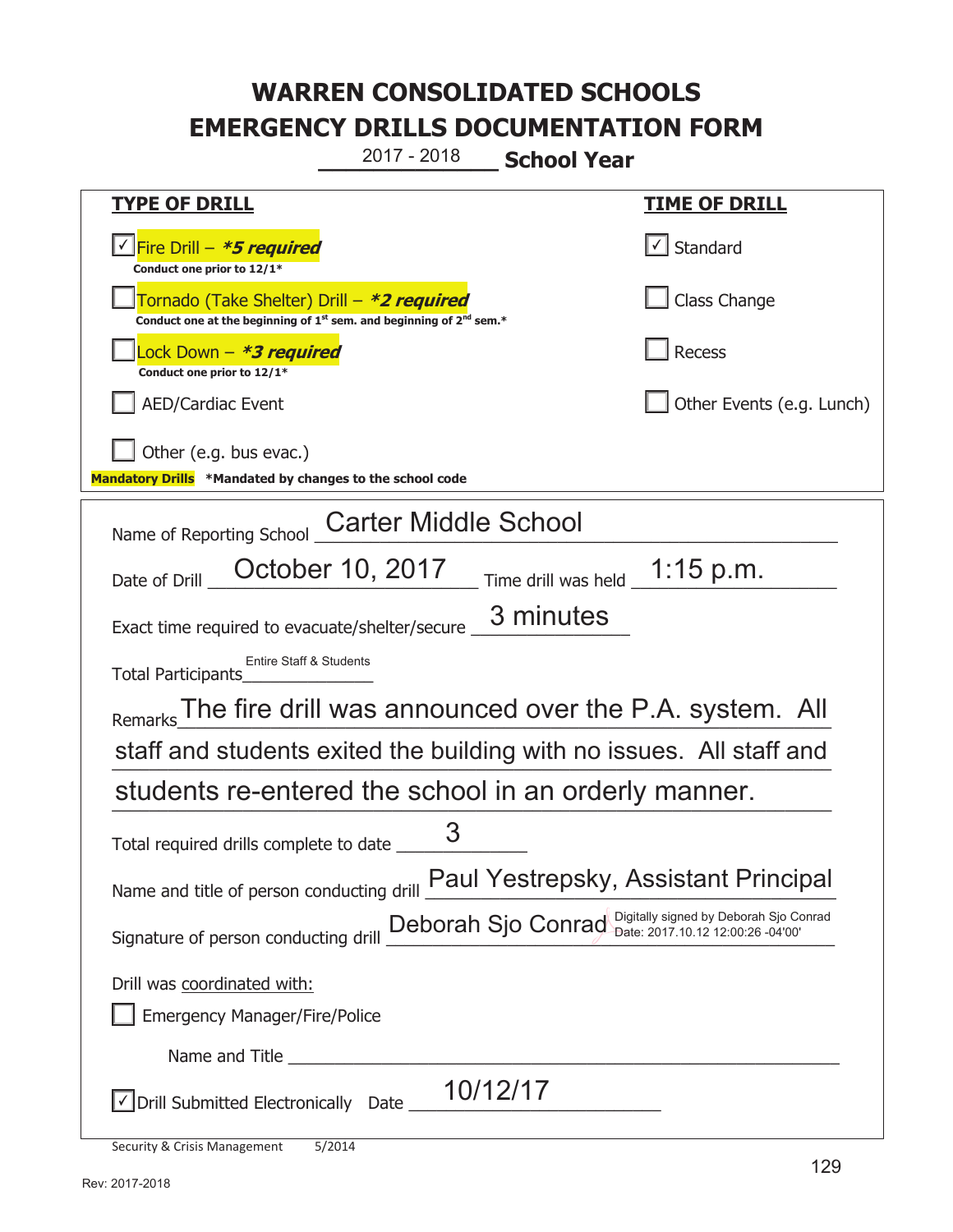# WARREN CONSOLIDATED SCHOOLS
# EMERGENCY DRILLS DOCUMENTATION FORM

2017 - 2018 **School Year**

| **TYPE OF DRILL** | **TIME OF DRILL** |
|---|---|
| ☑ Fire Drill – ***5 required** <br> **Conduct one prior to 12/1*** | ☑ Standard |
| ☐ Tornado (Take Shelter) Drill – ***2 required** <br> **Conduct one at the beginning of 1st sem. and beginning of 2nd sem.*** | ☐ Class Change |
| ☐ Lock Down – ***3 required** <br> **Conduct one prior to 12/1*** | ☐ Recess |
| ☐ AED/Cardiac Event | ☐ Other Events (e.g. Lunch) |
| ☐ Other (e.g. bus evac.) | |

**Mandatory Drills** ***Mandated by changes to the school code**

Name of Reporting School: Carter Middle School

Date of Drill: October 10, 2017    Time drill was held: 1:15 p.m.

Exact time required to evacuate/shelter/secure: 3 minutes

Total Participants: Entire Staff & Students

Remarks: The fire drill was announced over the P.A. system. All staff and students exited the building with no issues. All staff and students re-entered the school in an orderly manner.

Total required drills complete to date: 3

Name and title of person conducting drill: Paul Yestrepsky, Assistant Principal

Signature of person conducting drill: Deborah Sjo Conrad (Digitally signed by Deborah Sjo Conrad Date: 2017.10.12 12:00:26 -04'00')

Drill was coordinated with:

☐ Emergency Manager/Fire/Police

Name and Title ______________________

☑ Drill Submitted Electronically    Date: 10/12/17

Security & Crisis Management    5/2014

Rev: 2017-2018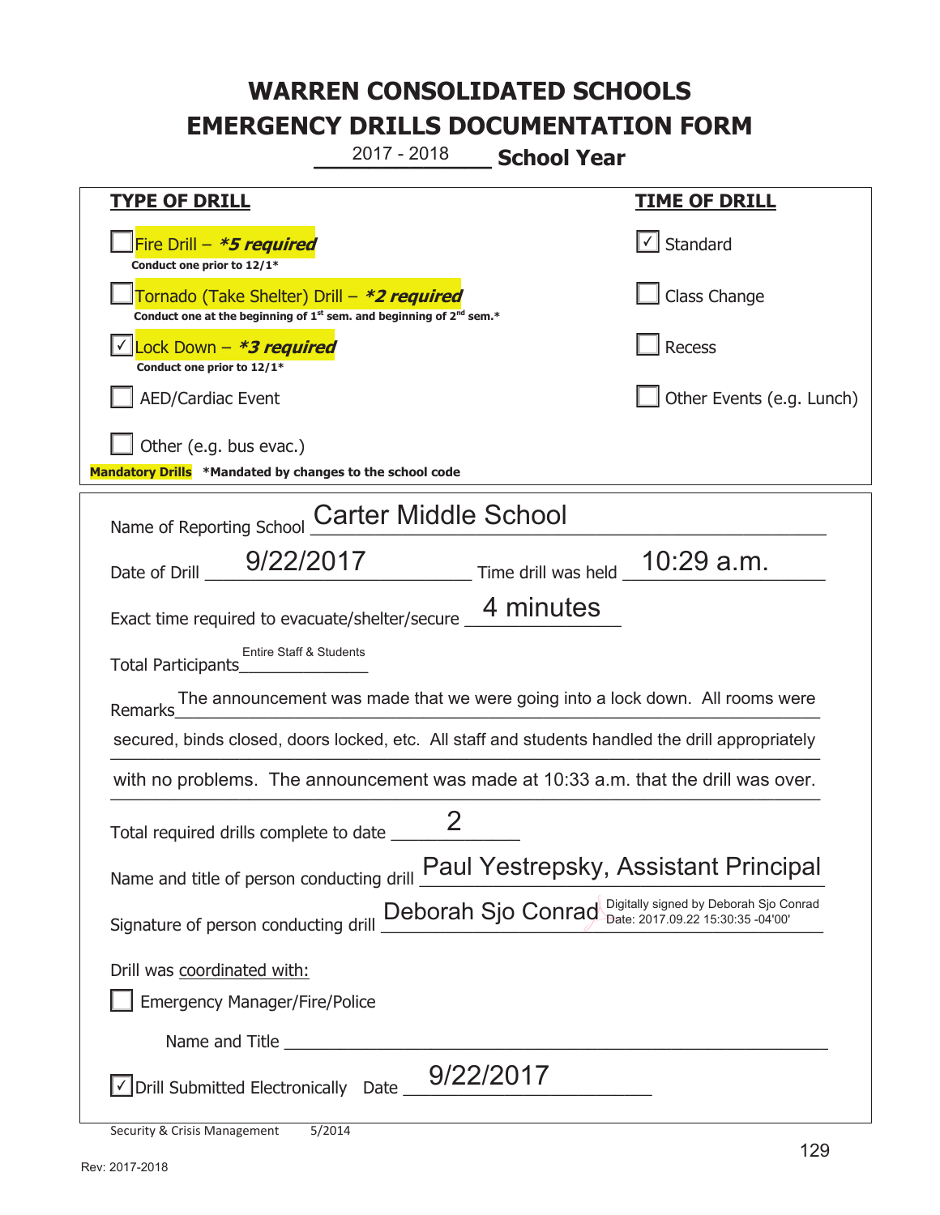# WARREN CONSOLIDATED SCHOOLS
# EMERGENCY DRILLS DOCUMENTATION FORM

2017 - 2018 **School Year**

| **TYPE OF DRILL** | **TIME OF DRILL** |
|---|---|
| ☐ Fire Drill – ***5 required*** <br> **Conduct one prior to 12/1*** | ☑ Standard |
| ☐ Tornado (Take Shelter) Drill – ***2 required*** <br> **Conduct one at the beginning of 1st sem. and beginning of 2nd sem.*** | ☐ Class Change |
| ☑ Lock Down – ***3 required*** <br> **Conduct one prior to 12/1*** | ☐ Recess |
| ☐ AED/Cardiac Event | ☐ Other Events (e.g. Lunch) |
| ☐ Other (e.g. bus evac.) | |

**Mandatory Drills** **\*Mandated by changes to the school code**

Name of Reporting School: Carter Middle School

Date of Drill: 9/22/2017 Time drill was held: 10:29 a.m.

Exact time required to evacuate/shelter/secure: 4 minutes

Total Participants: Entire Staff & Students

Remarks: The announcement was made that we were going into a lock down. All rooms were secured, binds closed, doors locked, etc. All staff and students handled the drill appropriately with no problems. The announcement was made at 10:33 a.m. that the drill was over.

Total required drills complete to date: 2

Name and title of person conducting drill: Paul Yestrepsky, Assistant Principal

Signature of person conducting drill: Deborah Sjo Conrad (Digitally signed by Deborah Sjo Conrad Date: 2017.09.22 15:30:35 -04'00')

Drill was coordinated with:

☐ Emergency Manager/Fire/Police

Name and Title: ____________________

☑ Drill Submitted Electronically Date: 9/22/2017

Security & Crisis Management 5/2014

Rev: 2017-2018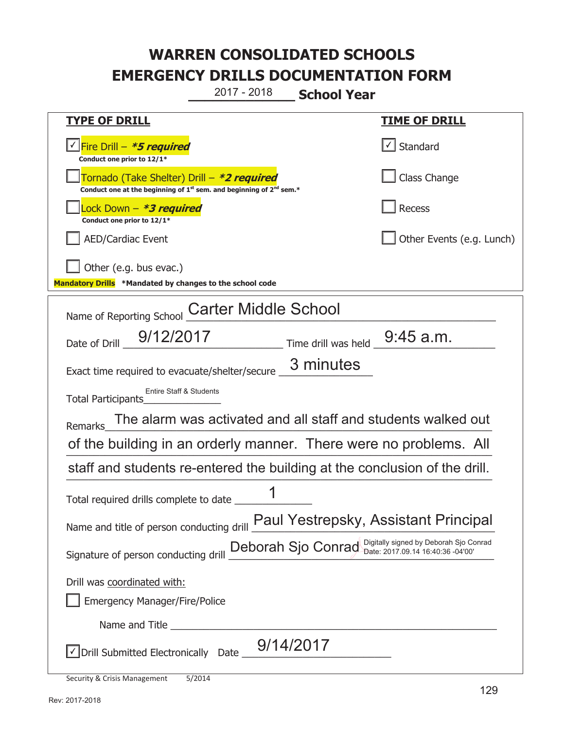# WARREN CONSOLIDATED SCHOOLS
# EMERGENCY DRILLS DOCUMENTATION FORM

2017 - 2018 **School Year**

| **TYPE OF DRILL** | **TIME OF DRILL** |
|---|---|
| ☑ Fire Drill – ***5 required*** <br> **Conduct one prior to 12/1*** | ☑ Standard |
| ☐ Tornado (Take Shelter) Drill – ***2 required*** <br> **Conduct one at the beginning of 1st sem. and beginning of 2nd sem.*** | ☐ Class Change |
| ☐ Lock Down – ***3 required*** <br> **Conduct one prior to 12/1*** | ☐ Recess |
| ☐ AED/Cardiac Event | ☐ Other Events (e.g. Lunch) |
| ☐ Other (e.g. bus evac.) | |

**Mandatory Drills** ***Mandated by changes to the school code**

Name of Reporting School: Carter Middle School

Date of Drill: 9/12/2017 Time drill was held: 9:45 a.m.

Exact time required to evacuate/shelter/secure: 3 minutes

Total Participants: Entire Staff & Students

Remarks: The alarm was activated and all staff and students walked out of the building in an orderly manner. There were no problems. All staff and students re-entered the building at the conclusion of the drill.

Total required drills complete to date: 1

Name and title of person conducting drill: Paul Yestrepsky, Assistant Principal

Signature of person conducting drill: Deborah Sjo Conrad (Digitally signed by Deborah Sjo Conrad Date: 2017.09.14 16:40:36 -04'00')

Drill was coordinated with:

☐ Emergency Manager/Fire/Police

Name and Title ______________________________

☑ Drill Submitted Electronically Date: 9/14/2017

Security & Crisis Management 5/2014

Rev: 2017-2018